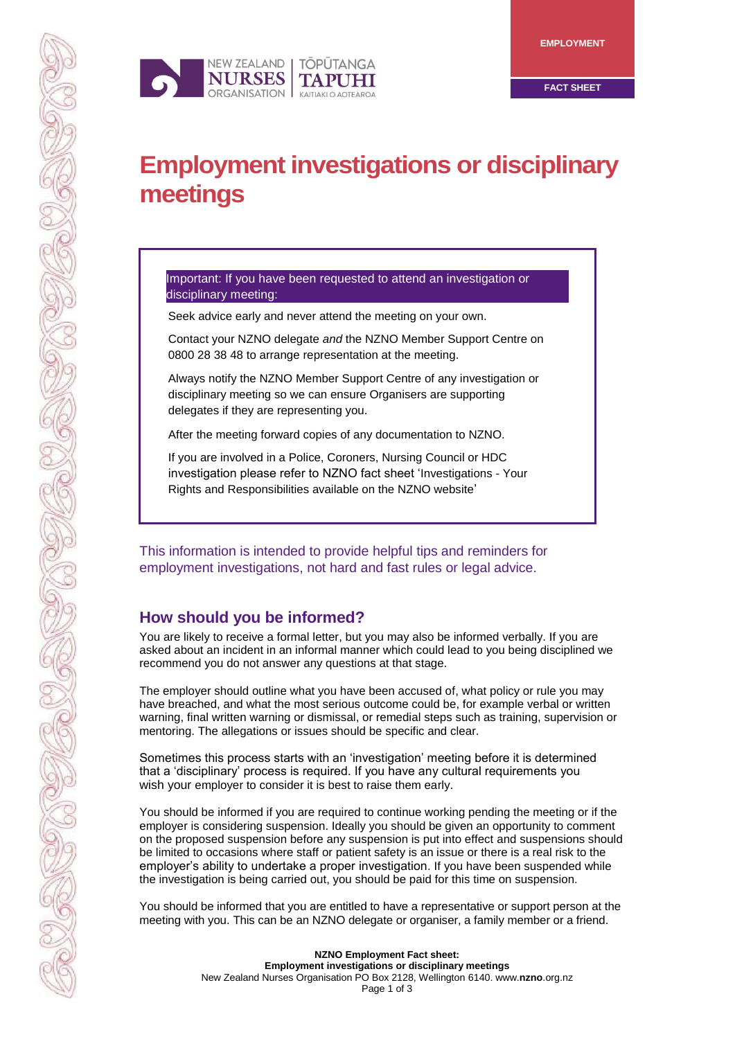NEW ZEALAND NURSES ORGANISATION | TŌPŪTANGA TAPUHI KAITIAKI O AOTEAROA

**EMPLOYMENT**

**FACT SHEET**

# Employment investigations or disciplinary meetings

Important: If you have been requested to attend an investigation or disciplinary meeting:

Seek advice early and never attend the meeting on your own.

Contact your NZNO delegate *and* the NZNO Member Support Centre on 0800 28 38 48 to arrange representation at the meeting.

Always notify the NZNO Member Support Centre of any investigation or disciplinary meeting so we can ensure Organisers are supporting delegates if they are representing you.

After the meeting forward copies of any documentation to NZNO.

If you are involved in a Police, Coroners, Nursing Council or HDC investigation please refer to NZNO fact sheet 'Investigations - Your Rights and Responsibilities available on the NZNO website'

This information is intended to provide helpful tips and reminders for employment investigations, not hard and fast rules or legal advice.

## How should you be informed?

You are likely to receive a formal letter, but you may also be informed verbally. If you are asked about an incident in an informal manner which could lead to you being disciplined we recommend you do not answer any questions at that stage.

The employer should outline what you have been accused of, what policy or rule you may have breached, and what the most serious outcome could be, for example verbal or written warning, final written warning or dismissal, or remedial steps such as training, supervision or mentoring. The allegations or issues should be specific and clear.

Sometimes this process starts with an 'investigation' meeting before it is determined that a 'disciplinary' process is required. If you have any cultural requirements you wish your employer to consider it is best to raise them early.

You should be informed if you are required to continue working pending the meeting or if the employer is considering suspension. Ideally you should be given an opportunity to comment on the proposed suspension before any suspension is put into effect and suspensions should be limited to occasions where staff or patient safety is an issue or there is a real risk to the employer's ability to undertake a proper investigation. If you have been suspended while the investigation is being carried out, you should be paid for this time on suspension.

You should be informed that you are entitled to have a representative or support person at the meeting with you. This can be an NZNO delegate or organiser, a family member or a friend.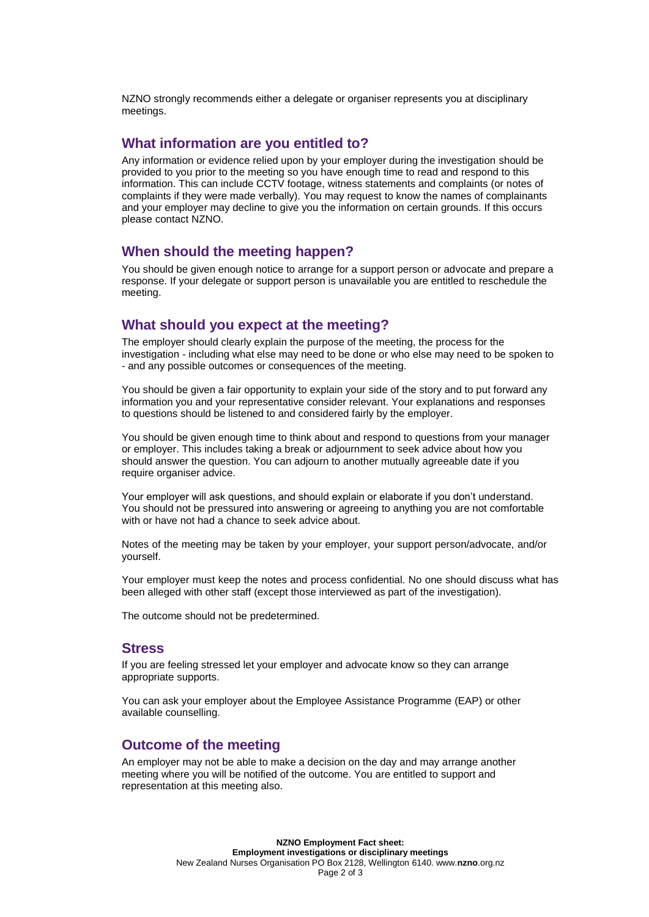NZNO strongly recommends either a delegate or organiser represents you at disciplinary meetings.

## What information are you entitled to?

Any information or evidence relied upon by your employer during the investigation should be provided to you prior to the meeting so you have enough time to read and respond to this information. This can include CCTV footage, witness statements and complaints (or notes of complaints if they were made verbally). You may request to know the names of complainants and your employer may decline to give you the information on certain grounds. If this occurs please contact NZNO.

## When should the meeting happen?

You should be given enough notice to arrange for a support person or advocate and prepare a response. If your delegate or support person is unavailable you are entitled to reschedule the meeting.

## What should you expect at the meeting?

The employer should clearly explain the purpose of the meeting, the process for the investigation - including what else may need to be done or who else may need to be spoken to - and any possible outcomes or consequences of the meeting.

You should be given a fair opportunity to explain your side of the story and to put forward any information you and your representative consider relevant. Your explanations and responses to questions should be listened to and considered fairly by the employer.

You should be given enough time to think about and respond to questions from your manager or employer. This includes taking a break or adjournment to seek advice about how you should answer the question. You can adjourn to another mutually agreeable date if you require organiser advice.

Your employer will ask questions, and should explain or elaborate if you don't understand. You should not be pressured into answering or agreeing to anything you are not comfortable with or have not had a chance to seek advice about.

Notes of the meeting may be taken by your employer, your support person/advocate, and/or yourself.

Your employer must keep the notes and process confidential. No one should discuss what has been alleged with other staff (except those interviewed as part of the investigation).

The outcome should not be predetermined.

## Stress

If you are feeling stressed let your employer and advocate know so they can arrange appropriate supports.

You can ask your employer about the Employee Assistance Programme (EAP) or other available counselling.

## Outcome of the meeting

An employer may not be able to make a decision on the day and may arrange another meeting where you will be notified of the outcome. You are entitled to support and representation at this meeting also.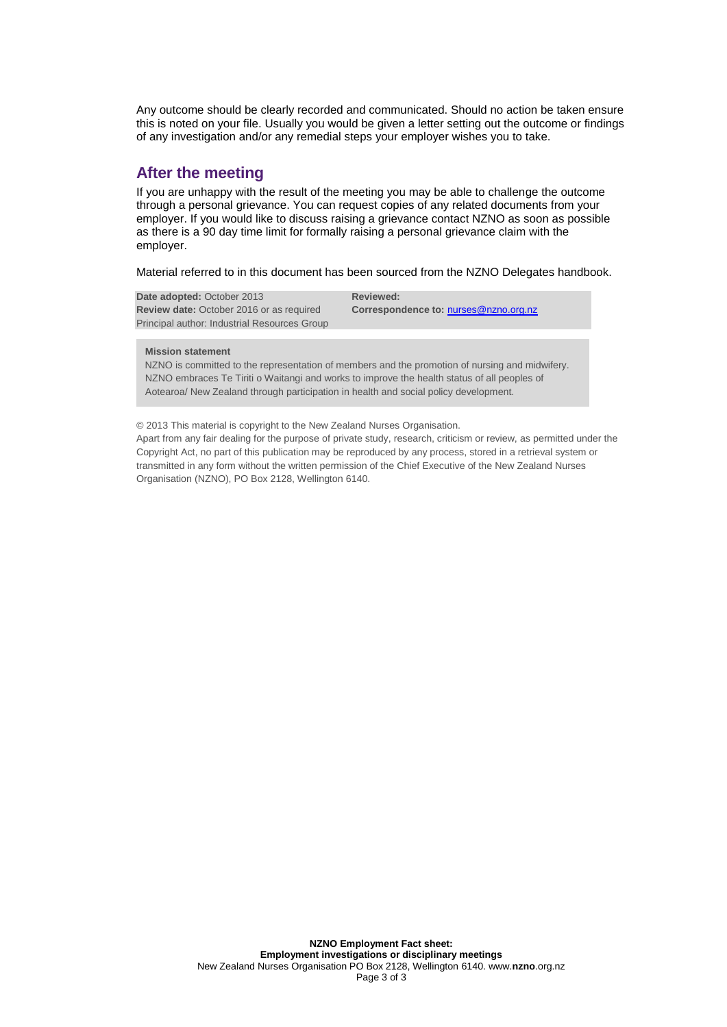Any outcome should be clearly recorded and communicated. Should no action be taken ensure this is noted on your file. Usually you would be given a letter setting out the outcome or findings of any investigation and/or any remedial steps your employer wishes you to take.

## After the meeting

If you are unhappy with the result of the meeting you may be able to challenge the outcome through a personal grievance. You can request copies of any related documents from your employer. If you would like to discuss raising a grievance contact NZNO as soon as possible as there is a 90 day time limit for formally raising a personal grievance claim with the employer.

Material referred to in this document has been sourced from the NZNO Delegates handbook.

| | |
|---|---|
| **Date adopted:** October 2013 | **Reviewed:** |
| **Review date:** October 2016 or as required | **Correspondence to:** nurses@nzno.org.nz |
| Principal author: Industrial Resources Group | |

**Mission statement**

NZNO is committed to the representation of members and the promotion of nursing and midwifery. NZNO embraces Te Tiriti o Waitangi and works to improve the health status of all peoples of Aotearoa/ New Zealand through participation in health and social policy development.

© 2013 This material is copyright to the New Zealand Nurses Organisation.

Apart from any fair dealing for the purpose of private study, research, criticism or review, as permitted under the Copyright Act, no part of this publication may be reproduced by any process, stored in a retrieval system or transmitted in any form without the written permission of the Chief Executive of the New Zealand Nurses Organisation (NZNO), PO Box 2128, Wellington 6140.